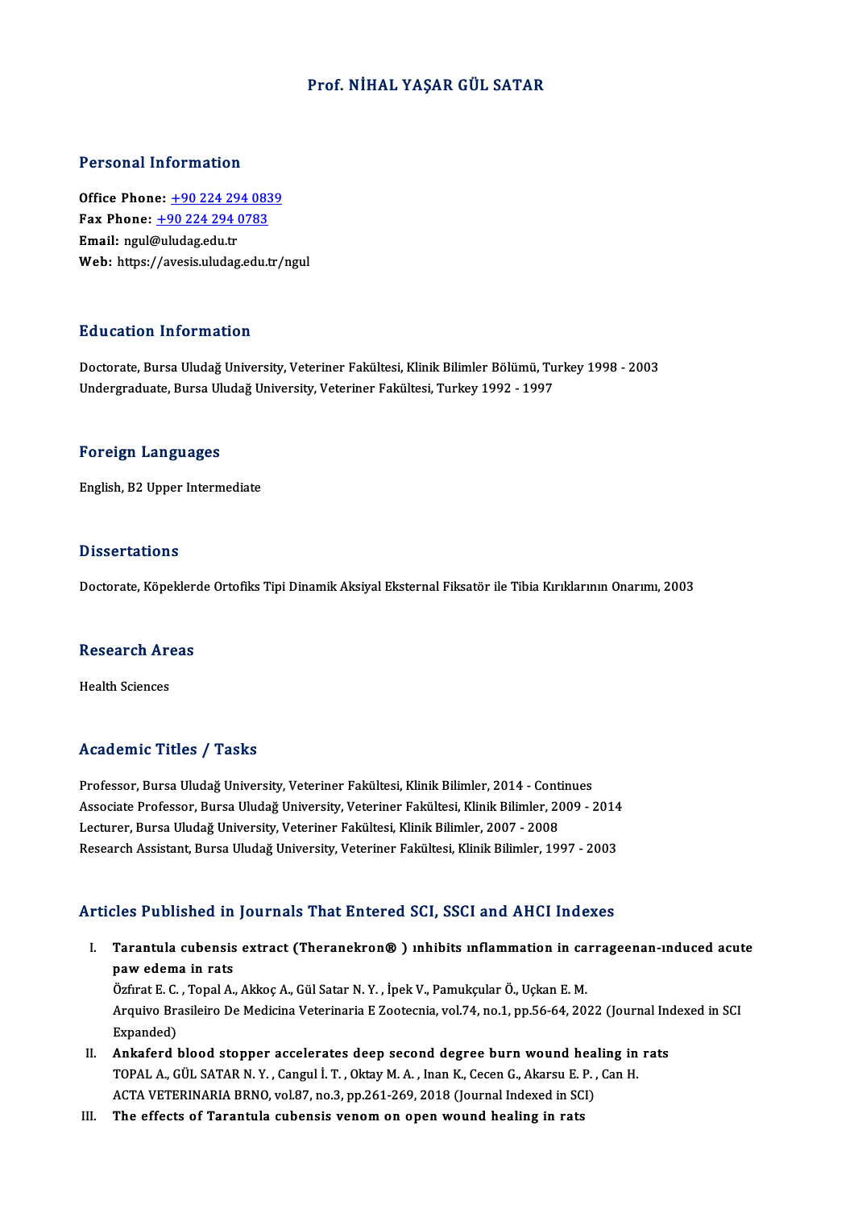# Prof. NİHAL YAŞAR GÜL SATAR

## Personal Information

**Office Phone:** +90 224 294 0839
**Fax Phone:** +90 224 294 0783
**Email:** ngul@uludag.edu.tr
**Web:** https://avesis.uludag.edu.tr/ngul

## Education Information

Doctorate, Bursa Uludağ University, Veteriner Fakültesi, Klinik Bilimler Bölümü, Turkey 1998 - 2003
Undergraduate, Bursa Uludağ University, Veteriner Fakültesi, Turkey 1992 - 1997

## Foreign Languages

English, B2 Upper Intermediate

## Dissertations

Doctorate, Köpeklerde Ortofiks Tipi Dinamik Aksiyal Eksternal Fiksatör ile Tibia Kırıklarının Onarımı, 2003

## Research Areas

Health Sciences

## Academic Titles / Tasks

Professor, Bursa Uludağ University, Veteriner Fakültesi, Klinik Bilimler, 2014 - Continues
Associate Professor, Bursa Uludağ University, Veteriner Fakültesi, Klinik Bilimler, 2009 - 2014
Lecturer, Bursa Uludağ University, Veteriner Fakültesi, Klinik Bilimler, 2007 - 2008
Research Assistant, Bursa Uludağ University, Veteriner Fakültesi, Klinik Bilimler, 1997 - 2003

## Articles Published in Journals That Entered SCI, SSCI and AHCI Indexes

I. **Tarantula cubensis extract (Theranekron® ) ınhibits ınflammation in carrageenan-ınduced acute paw edema in rats**
Özfırat E. C. , Topal A., Akkoç A., Gül Satar N. Y. , İpek V., Pamukçular Ö., Uçkan E. M.
Arquivo Brasileiro De Medicina Veterinaria E Zootecnia, vol.74, no.1, pp.56-64, 2022 (Journal Indexed in SCI Expanded)

II. **Ankaferd blood stopper accelerates deep second degree burn wound healing in rats**
TOPAL A., GÜL SATAR N. Y. , Cangul İ. T. , Oktay M. A. , Inan K., Cecen G., Akarsu E. P. , Can H.
ACTA VETERINARIA BRNO, vol.87, no.3, pp.261-269, 2018 (Journal Indexed in SCI)

III. **The effects of Tarantula cubensis venom on open wound healing in rats**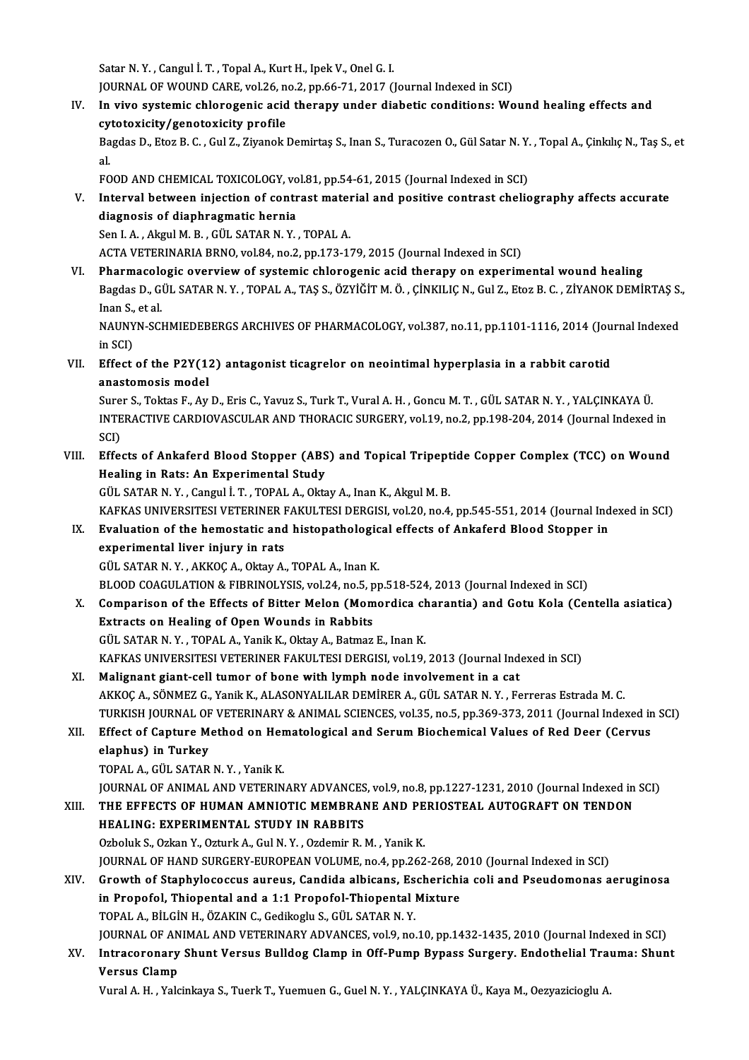Satar N. Y. , Cangul İ. T. , Topal A., Kurt H., Ipek V., Onel G. I.
JOURNAL OF WOUND CARE, vol.26, no.2, pp.66-71, 2017 (Journal Indexed in SCI)

IV. **In vivo systemic chlorogenic acid therapy under diabetic conditions: Wound healing effects and cytotoxicity/genotoxicity profile**
Bagdas D., Etoz B. C. , Gul Z., Ziyanok Demirtaş S., Inan S., Turacozen O., Gül Satar N. Y. , Topal A., Çinkılıç N., Taş S., et al.
FOOD AND CHEMICAL TOXICOLOGY, vol.81, pp.54-61, 2015 (Journal Indexed in SCI)

V. **Interval between injection of contrast material and positive contrast cheliography affects accurate diagnosis of diaphragmatic hernia**
Sen I. A. , Akgul M. B. , GÜL SATAR N. Y. , TOPAL A.
ACTA VETERINARIA BRNO, vol.84, no.2, pp.173-179, 2015 (Journal Indexed in SCI)

VI. **Pharmacologic overview of systemic chlorogenic acid therapy on experimental wound healing**
Bagdas D., GÜL SATAR N. Y. , TOPAL A., TAŞ S., ÖZYİĞİT M. Ö. , ÇİNKILIÇ N., Gul Z., Etoz B. C. , ZİYANOK DEMİRTAŞ S., Inan S., et al.
NAUNYN-SCHMIEDEBERGS ARCHIVES OF PHARMACOLOGY, vol.387, no.11, pp.1101-1116, 2014 (Journal Indexed in SCI)

VII. **Effect of the P2Y(12) antagonist ticagrelor on neointimal hyperplasia in a rabbit carotid anastomosis model**
Surer S., Toktas F., Ay D., Eris C., Yavuz S., Turk T., Vural A. H. , Goncu M. T. , GÜL SATAR N. Y. , YALÇINKAYA Ü.
INTERACTIVE CARDIOVASCULAR AND THORACIC SURGERY, vol.19, no.2, pp.198-204, 2014 (Journal Indexed in SCI)

VIII. **Effects of Ankaferd Blood Stopper (ABS) and Topical Tripeptide Copper Complex (TCC) on Wound Healing in Rats: An Experimental Study**
GÜL SATAR N. Y. , Cangul İ. T. , TOPAL A., Oktay A., Inan K., Akgul M. B.
KAFKAS UNIVERSITESI VETERINER FAKULTESI DERGISI, vol.20, no.4, pp.545-551, 2014 (Journal Indexed in SCI)

IX. **Evaluation of the hemostatic and histopathological effects of Ankaferd Blood Stopper in experimental liver injury in rats**
GÜL SATAR N. Y. , AKKOÇ A., Oktay A., TOPAL A., Inan K.
BLOOD COAGULATION & FIBRINOLYSIS, vol.24, no.5, pp.518-524, 2013 (Journal Indexed in SCI)

X. **Comparison of the Effects of Bitter Melon (Momordica charantia) and Gotu Kola (Centella asiatica) Extracts on Healing of Open Wounds in Rabbits**
GÜL SATAR N. Y. , TOPAL A., Yanik K., Oktay A., Batmaz E., Inan K.
KAFKAS UNIVERSITESI VETERINER FAKULTESI DERGISI, vol.19, 2013 (Journal Indexed in SCI)

XI. **Malignant giant-cell tumor of bone with lymph node involvement in a cat**
AKKOÇ A., SÖNMEZ G., Yanik K., ALASONYALILAR DEMİRER A., GÜL SATAR N. Y. , Ferreras Estrada M. C.
TURKISH JOURNAL OF VETERINARY & ANIMAL SCIENCES, vol.35, no.5, pp.369-373, 2011 (Journal Indexed in SCI)

XII. **Effect of Capture Method on Hematological and Serum Biochemical Values of Red Deer (Cervus elaphus) in Turkey**
TOPAL A., GÜL SATAR N. Y. , Yanik K.
JOURNAL OF ANIMAL AND VETERINARY ADVANCES, vol.9, no.8, pp.1227-1231, 2010 (Journal Indexed in SCI)

XIII. **THE EFFECTS OF HUMAN AMNIOTIC MEMBRANE AND PERIOSTEAL AUTOGRAFT ON TENDON HEALING: EXPERIMENTAL STUDY IN RABBITS**
Ozboluk S., Ozkan Y., Ozturk A., Gul N. Y. , Ozdemir R. M. , Yanik K.
JOURNAL OF HAND SURGERY-EUROPEAN VOLUME, no.4, pp.262-268, 2010 (Journal Indexed in SCI)

XIV. **Growth of Staphylococcus aureus, Candida albicans, Escherichia coli and Pseudomonas aeruginosa in Propofol, Thiopental and a 1:1 Propofol-Thiopental Mixture**
TOPAL A., BİLGİN H., ÖZAKIN C., Gedikoglu S., GÜL SATAR N. Y.
JOURNAL OF ANIMAL AND VETERINARY ADVANCES, vol.9, no.10, pp.1432-1435, 2010 (Journal Indexed in SCI)

XV. **Intracoronary Shunt Versus Bulldog Clamp in Off-Pump Bypass Surgery. Endothelial Trauma: Shunt Versus Clamp**
Vural A. H. , Yalcinkaya S., Tuerk T., Yuemuen G., Guel N. Y. , YALÇINKAYA Ü., Kaya M., Oezyazicioglu A.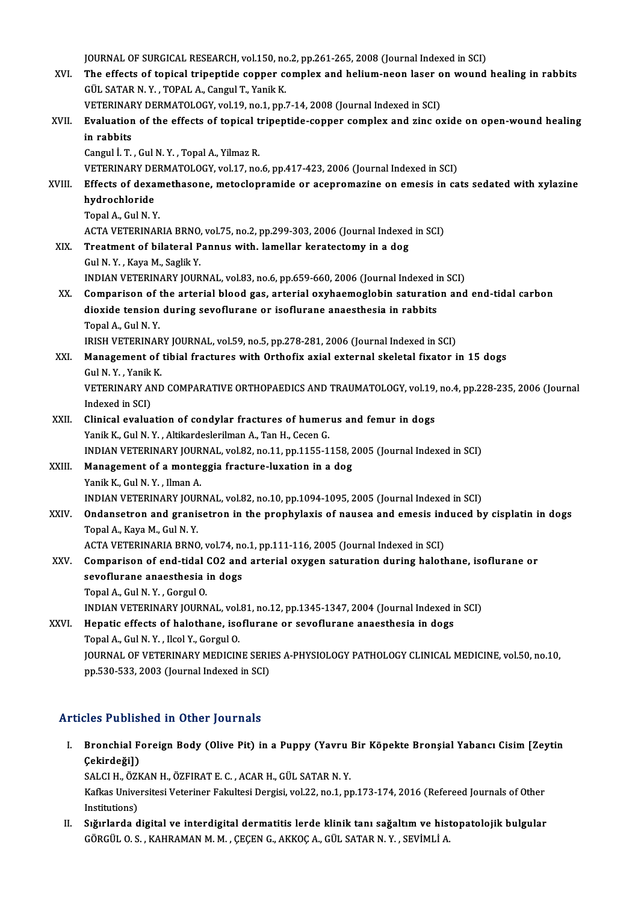JOURNAL OF SURGICAL RESEARCH, vol.150, no.2, pp.261-265, 2008 (Journal Indexed in SCI)

XVI. **The effects of topical tripeptide copper complex and helium-neon laser on wound healing in rabbits**
GÜL SATAR N. Y. , TOPAL A., Cangul T., Yanik K.
VETERINARY DERMATOLOGY, vol.19, no.1, pp.7-14, 2008 (Journal Indexed in SCI)

XVII. **Evaluation of the effects of topical tripeptide-copper complex and zinc oxide on open-wound healing in rabbits**
Cangul İ. T. , Gul N. Y. , Topal A., Yilmaz R.
VETERINARY DERMATOLOGY, vol.17, no.6, pp.417-423, 2006 (Journal Indexed in SCI)

XVIII. **Effects of dexamethasone, metoclopramide or acepromazine on emesis in cats sedated with xylazine hydrochloride**
Topal A., Gul N. Y.
ACTA VETERINARIA BRNO, vol.75, no.2, pp.299-303, 2006 (Journal Indexed in SCI)

XIX. **Treatment of bilateral Pannus with. lamellar keratectomy in a dog**
Gul N. Y. , Kaya M., Saglik Y.
INDIAN VETERINARY JOURNAL, vol.83, no.6, pp.659-660, 2006 (Journal Indexed in SCI)

XX. **Comparison of the arterial blood gas, arterial oxyhaemoglobin saturation and end-tidal carbon dioxide tension during sevoflurane or isoflurane anaesthesia in rabbits**
Topal A., Gul N. Y.
IRISH VETERINARY JOURNAL, vol.59, no.5, pp.278-281, 2006 (Journal Indexed in SCI)

XXI. **Management of tibial fractures with Orthofix axial external skeletal fixator in 15 dogs**
Gul N. Y. , Yanik K.
VETERINARY AND COMPARATIVE ORTHOPAEDICS AND TRAUMATOLOGY, vol.19, no.4, pp.228-235, 2006 (Journal Indexed in SCI)

XXII. **Clinical evaluation of condylar fractures of humerus and femur in dogs**
Yanik K., Gul N. Y. , Altikardeslerilman A., Tan H., Cecen G.
INDIAN VETERINARY JOURNAL, vol.82, no.11, pp.1155-1158, 2005 (Journal Indexed in SCI)

XXIII. **Management of a monteggia fracture-luxation in a dog**
Yanik K., Gul N. Y. , Ilman A.
INDIAN VETERINARY JOURNAL, vol.82, no.10, pp.1094-1095, 2005 (Journal Indexed in SCI)

XXIV. **Ondansetron and granisetron in the prophylaxis of nausea and emesis induced by cisplatin in dogs**
Topal A., Kaya M., Gul N. Y.
ACTA VETERINARIA BRNO, vol.74, no.1, pp.111-116, 2005 (Journal Indexed in SCI)

XXV. **Comparison of end-tidal CO2 and arterial oxygen saturation during halothane, isoflurane or sevoflurane anaesthesia in dogs**
Topal A., Gul N. Y. , Gorgul O.
INDIAN VETERINARY JOURNAL, vol.81, no.12, pp.1345-1347, 2004 (Journal Indexed in SCI)

XXVI. **Hepatic effects of halothane, isoflurane or sevoflurane anaesthesia in dogs**
Topal A., Gul N. Y. , Ilcol Y., Gorgul O.
JOURNAL OF VETERINARY MEDICINE SERIES A-PHYSIOLOGY PATHOLOGY CLINICAL MEDICINE, vol.50, no.10, pp.530-533, 2003 (Journal Indexed in SCI)

## Articles Published in Other Journals

I. **Bronchial Foreign Body (Olive Pit) in a Puppy (Yavru Bir Köpekte Bronşial Yabancı Cisim [Zeytin Çekirdeği])**
SALCI H., ÖZKAN H., ÖZFIRAT E. C. , ACAR H., GÜL SATAR N. Y.
Kafkas Universitesi Veteriner Fakultesi Dergisi, vol.22, no.1, pp.173-174, 2016 (Refereed Journals of Other Institutions)

II. **Sığırlarda digital ve interdigital dermatitis lerde klinik tanı sağaltım ve histopatolojik bulgular**
GÖRGÜL O. S. , KAHRAMAN M. M. , ÇEÇEN G., AKKOÇ A., GÜL SATAR N. Y. , SEVİMLİ A.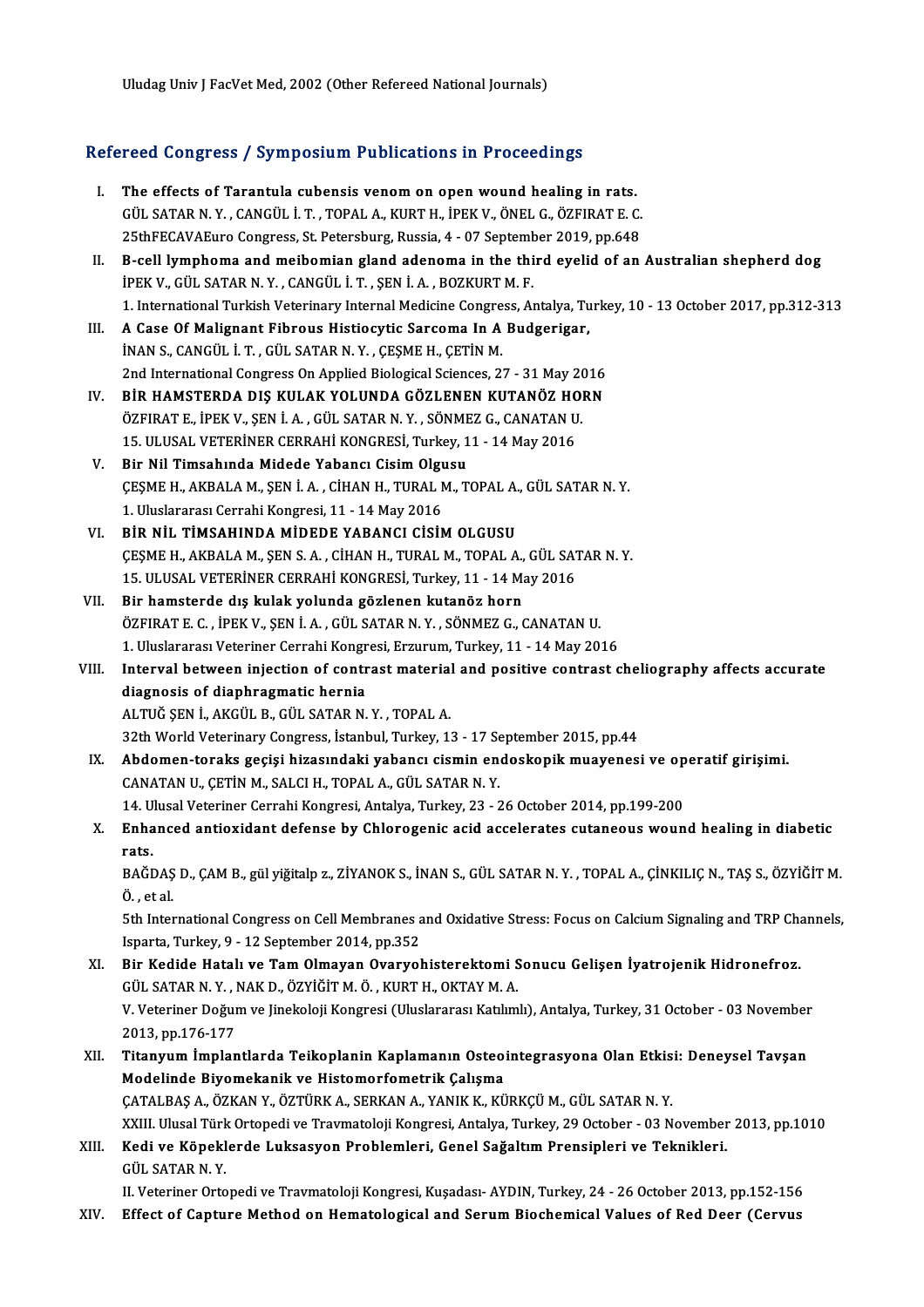Uludag Univ J FacVet Med, 2002 (Other Refereed National Journals)

## Refereed Congress / Symposium Publications in Proceedings

I. **The effects of Tarantula cubensis venom on open wound healing in rats.**
GÜL SATAR N. Y. , CANGÜL İ. T. , TOPAL A., KURT H., İPEK V., ÖNEL G., ÖZFIRAT E. C.
25thFECAVAEuro Congress, St. Petersburg, Russia, 4 - 07 September 2019, pp.648

II. **B-cell lymphoma and meibomian gland adenoma in the third eyelid of an Australian shepherd dog**
İPEK V., GÜL SATAR N. Y. , CANGÜL İ. T. , ŞEN İ. A. , BOZKURT M. F.
1. International Turkish Veterinary Internal Medicine Congress, Antalya, Turkey, 10 - 13 October 2017, pp.312-313

III. **A Case Of Malignant Fibrous Histiocytic Sarcoma In A Budgerigar,**
İNAN S., CANGÜL İ. T. , GÜL SATAR N. Y. , ÇEŞME H., ÇETİN M.
2nd International Congress On Applied Biological Sciences, 27 - 31 May 2016

IV. **BİR HAMSTERDA DIŞ KULAK YOLUNDA GÖZLENEN KUTANÖZ HORN**
ÖZFIRAT E., İPEK V., ŞEN İ. A. , GÜL SATAR N. Y. , SÖNMEZ G., CANATAN U.
15. ULUSAL VETERİNER CERRAHİ KONGRESİ, Turkey, 11 - 14 May 2016

V. **Bir Nil Timsahında Midede Yabancı Cisim Olgusu**
ÇEŞME H., AKBALA M., ŞEN İ. A. , CİHAN H., TURAL M., TOPAL A., GÜL SATAR N. Y.
1. Uluslararası Cerrahi Kongresi, 11 - 14 May 2016

VI. **BİR NİL TİMSAHINDA MİDEDE YABANCI CİSİM OLGUSU**
ÇEŞME H., AKBALA M., ŞEN S. A. , CİHAN H., TURAL M., TOPAL A., GÜL SATAR N. Y.
15. ULUSAL VETERİNER CERRAHİ KONGRESİ, Turkey, 11 - 14 May 2016

VII. **Bir hamsterde dış kulak yolunda gözlenen kutanöz horn**
ÖZFIRAT E. C. , İPEK V., ŞEN İ. A. , GÜL SATAR N. Y. , SÖNMEZ G., CANATAN U.
1. Uluslararası Veteriner Cerrahi Kongresi, Erzurum, Turkey, 11 - 14 May 2016

VIII. **Interval between injection of contrast material and positive contrast cheliography affects accurate diagnosis of diaphragmatic hernia**
ALTUĞ ŞEN İ., AKGÜL B., GÜL SATAR N. Y. , TOPAL A.
32th World Veterinary Congress, İstanbul, Turkey, 13 - 17 September 2015, pp.44

IX. **Abdomen-toraks geçişi hizasındaki yabancı cismin endoskopik muayenesi ve operatif girişimi.**
CANATAN U., ÇETİN M., SALCI H., TOPAL A., GÜL SATAR N. Y.
14. Ulusal Veteriner Cerrahi Kongresi, Antalya, Turkey, 23 - 26 October 2014, pp.199-200

X. **Enhanced antioxidant defense by Chlorogenic acid accelerates cutaneous wound healing in diabetic rats.**
BAĞDAŞ D., ÇAM B., gül yiğitalp z., ZİYANOK S., İNAN S., GÜL SATAR N. Y. , TOPAL A., ÇİNKILIÇ N., TAŞ S., ÖZYİĞİT M. Ö. , et al.
5th International Congress on Cell Membranes and Oxidative Stress: Focus on Calcium Signaling and TRP Channels, Isparta, Turkey, 9 - 12 September 2014, pp.352

XI. **Bir Kedide Hatalı ve Tam Olmayan Ovaryohisterektomi Sonucu Gelişen İyatrojenik Hidronefroz.**
GÜL SATAR N. Y. , NAK D., ÖZYİĞİT M. Ö. , KURT H., OKTAY M. A.
V. Veteriner Doğum ve Jinekoloji Kongresi (Uluslararası Katılımlı), Antalya, Turkey, 31 October - 03 November 2013, pp.176-177

XII. **Titanyum İmplantlarda Teikoplanin Kaplamanın Osteointegrasyona Olan Etkisi: Deneysel Tavşan Modelinde Biyomekanik ve Histomorfometrik Çalışma**
ÇATALBAŞ A., ÖZKAN Y., ÖZTÜRK A., SERKAN A., YANIK K., KÜRKÇÜ M., GÜL SATAR N. Y.
XXIII. Ulusal Türk Ortopedi ve Travmatoloji Kongresi, Antalya, Turkey, 29 October - 03 November 2013, pp.1010

XIII. **Kedi ve Köpeklerde Luksasyon Problemleri, Genel Sağaltım Prensipleri ve Teknikleri.**
GÜL SATAR N. Y.
II. Veteriner Ortopedi ve Travmatoloji Kongresi, Kuşadası- AYDIN, Turkey, 24 - 26 October 2013, pp.152-156

XIV. **Effect of Capture Method on Hematological and Serum Biochemical Values of Red Deer (Cervus**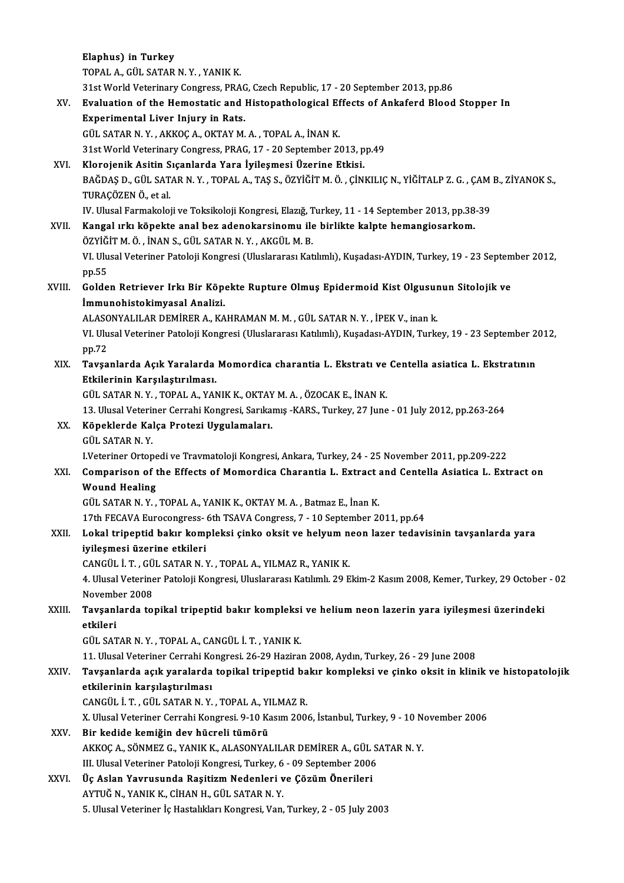Elaphus) in Turkey
TOPAL A., GÜL SATAR N. Y. , YANIK K.
31st World Veterinary Congress, PRAG, Czech Republic, 17 - 20 September 2013, pp.86

XV. **Evaluation of the Hemostatic and Histopathological Effects of Ankaferd Blood Stopper In Experimental Liver Injury in Rats.**
GÜL SATAR N. Y. , AKKOÇ A., OKTAY M. A. , TOPAL A., İNAN K.
31st World Veterinary Congress, PRAG, 17 - 20 September 2013, pp.49

XVI. **Klorojenik Asitin Sıçanlarda Yara İyileşmesi Üzerine Etkisi.**
BAĞDAŞ D., GÜL SATAR N. Y. , TOPAL A., TAŞ S., ÖZYİĞİT M. Ö. , ÇİNKILIÇ N., YİĞİTALP Z. G. , ÇAM B., ZİYANOK S., TURAÇÖZEN Ö., et al.
IV. Ulusal Farmakoloji ve Toksikoloji Kongresi, Elazığ, Turkey, 11 - 14 September 2013, pp.38-39

XVII. **Kangal ırkı köpekte anal bez adenokarsinomu ile birlikte kalpte hemangiosarkom.**
ÖZYİĞİT M. Ö. , İNAN S., GÜL SATAR N. Y. , AKGÜL M. B.
VI. Ulusal Veteriner Patoloji Kongresi (Uluslararası Katılımlı), Kuşadası-AYDIN, Turkey, 19 - 23 September 2012, pp.55

XVIII. **Golden Retriever Irkı Bir Köpekte Rupture Olmuş Epidermoid Kist Olgusunun Sitolojik ve İmmunohistokimyasal Analizi.**
ALASONYALILAR DEMİRER A., KAHRAMAN M. M. , GÜL SATAR N. Y. , İPEK V., inan k.
VI. Ulusal Veteriner Patoloji Kongresi (Uluslararası Katılımlı), Kuşadası-AYDIN, Turkey, 19 - 23 September 2012, pp.72

XIX. **Tavşanlarda Açık Yaralarda Momordica charantia L. Ekstratı ve Centella asiatica L. Ekstratının Etkilerinin Karşılaştırılması.**
GÜL SATAR N. Y. , TOPAL A., YANIK K., OKTAY M. A. , ÖZOCAK E., İNAN K.
13. Ulusal Veteriner Cerrahi Kongresi, Sarıkamış -KARS., Turkey, 27 June - 01 July 2012, pp.263-264

XX. **Köpeklerde Kalça Protezi Uygulamaları.**
GÜL SATAR N. Y.
I.Veteriner Ortopedi ve Travmatoloji Kongresi, Ankara, Turkey, 24 - 25 November 2011, pp.209-222

XXI. **Comparison of the Effects of Momordica Charantia L. Extract and Centella Asiatica L. Extract on Wound Healing**
GÜL SATAR N. Y. , TOPAL A., YANIK K., OKTAY M. A. , Batmaz E., İnan K.
17th FECAVA Eurocongress- 6th TSAVA Congress, 7 - 10 September 2011, pp.64

XXII. **Lokal tripeptid bakır kompleksi çinko oksit ve helyum neon lazer tedavisinin tavşanlarda yara iyileşmesi üzerine etkileri**
CANGÜL İ. T. , GÜL SATAR N. Y. , TOPAL A., YILMAZ R., YANIK K.
4. Ulusal Veteriner Patoloji Kongresi, Uluslararası Katılımlı. 29 Ekim-2 Kasım 2008, Kemer, Turkey, 29 October - 02 November 2008

XXIII. **Tavşanlarda topikal tripeptid bakır kompleksi ve helium neon lazerin yara iyileşmesi üzerindeki etkileri**
GÜL SATAR N. Y. , TOPAL A., CANGÜL İ. T. , YANIK K.
11. Ulusal Veteriner Cerrahi Kongresi. 26-29 Haziran 2008, Aydın, Turkey, 26 - 29 June 2008

XXIV. **Tavşanlarda açık yaralarda topikal tripeptid bakır kompleksi ve çinko oksit in klinik ve histopatolojik etkilerinin karşılaştırılması**
CANGÜL İ. T. , GÜL SATAR N. Y. , TOPAL A., YILMAZ R.
X. Ulusal Veteriner Cerrahi Kongresi. 9-10 Kasım 2006, İstanbul, Turkey, 9 - 10 November 2006

XXV. **Bir kedide kemiğin dev hücreli tümörü**
AKKOÇ A., SÖNMEZ G., YANIK K., ALASONYALILAR DEMİRER A., GÜL SATAR N. Y.
III. Ulusal Veteriner Patoloji Kongresi, Turkey, 6 - 09 September 2006

XXVI. **Üç Aslan Yavrusunda Raşitizm Nedenleri ve Çözüm Önerileri**
AYTUĞ N., YANIK K., CİHAN H., GÜL SATAR N. Y.
5. Ulusal Veteriner İç Hastalıkları Kongresi, Van, Turkey, 2 - 05 July 2003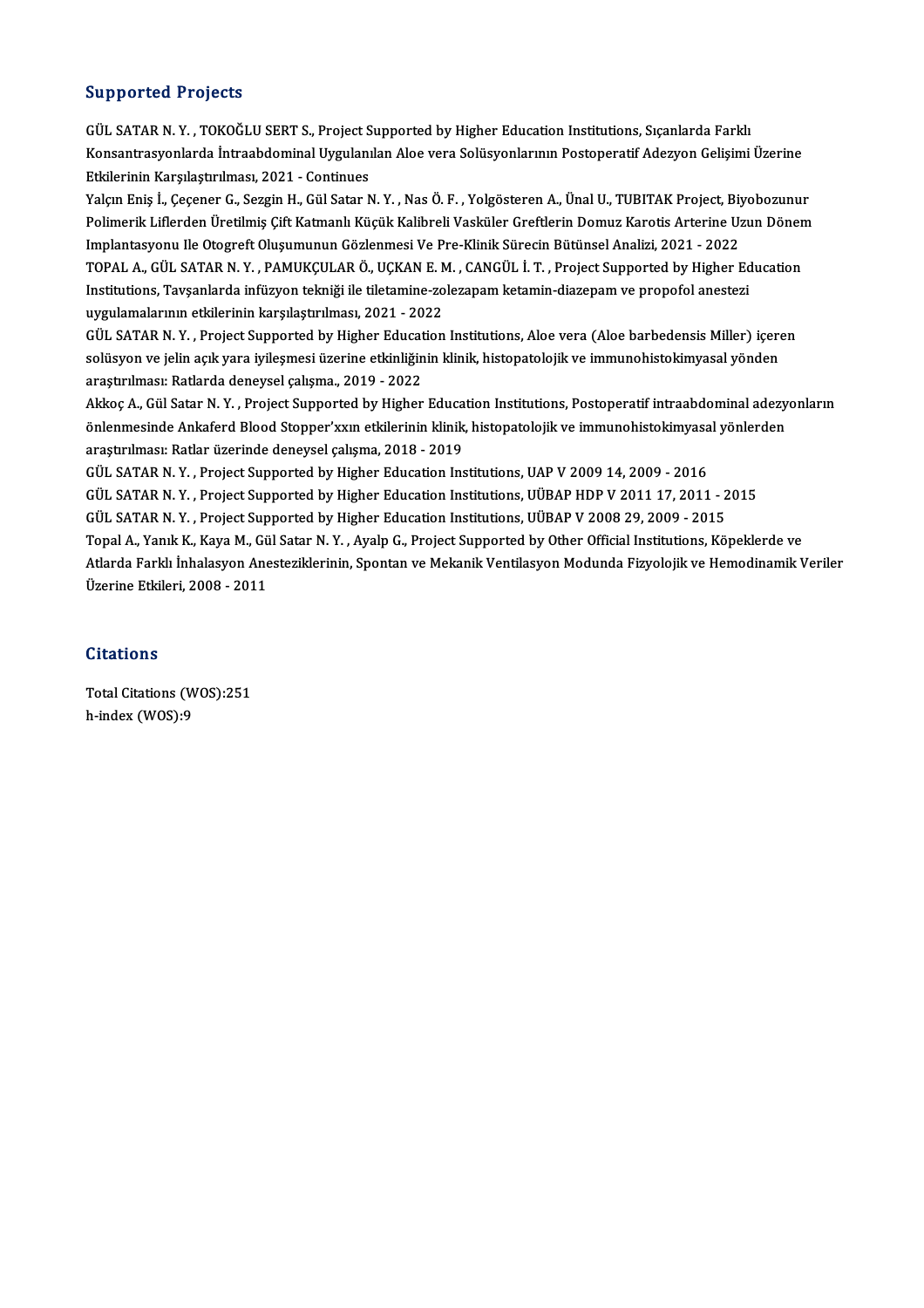## Supported Projects

GÜL SATAR N. Y. , TOKOĞLU SERT S., Project Supported by Higher Education Institutions, Sıçanlarda Farklı Konsantrasyonlarda İntraabdominal Uygulanılan Aloe vera Solüsyonlarının Postoperatif Adezyon Gelişimi Üzerine Etkilerinin Karşılaştırılması, 2021 - Continues

Yalçın Eniş İ., Çeçener G., Sezgin H., Gül Satar N. Y. , Nas Ö. F. , Yolgösteren A., Ünal U., TUBITAK Project, Biyobozunur Polimerik Liflerden Üretilmiş Çift Katmanlı Küçük Kalibreli Vasküler Greftlerin Domuz Karotis Arterine Uzun Dönem Implantasyonu Ile Otogreft Oluşumunun Gözlenmesi Ve Pre-Klinik Sürecin Bütünsel Analizi, 2021 - 2022

TOPAL A., GÜL SATAR N. Y. , PAMUKÇULAR Ö., UÇKAN E. M. , CANGÜL İ. T. , Project Supported by Higher Education Institutions, Tavşanlarda infüzyon tekniği ile tiletamine-zolezapam ketamin-diazepam ve propofol anestezi uygulamalarının etkilerinin karşılaştırılması, 2021 - 2022

GÜL SATAR N. Y. , Project Supported by Higher Education Institutions, Aloe vera (Aloe barbedensis Miller) içeren solüsyon ve jelin açık yara iyileşmesi üzerine etkinliğinin klinik, histopatolojik ve immunohistokimyasal yönden araştırılması: Ratlarda deneysel çalışma., 2019 - 2022

Akkoç A., Gül Satar N. Y. , Project Supported by Higher Education Institutions, Postoperatif intraabdominal adezyonların önlenmesinde Ankaferd Blood Stopper'xxın etkilerinin klinik, histopatolojik ve immunohistokimyasal yönlerden araştırılması: Ratlar üzerinde deneysel çalışma, 2018 - 2019

GÜL SATAR N. Y. , Project Supported by Higher Education Institutions, UAP V 2009 14, 2009 - 2016

GÜL SATAR N. Y. , Project Supported by Higher Education Institutions, UÜBAP HDP V 2011 17, 2011 - 2015

GÜL SATAR N. Y. , Project Supported by Higher Education Institutions, UÜBAP V 2008 29, 2009 - 2015

Topal A., Yanık K., Kaya M., Gül Satar N. Y. , Ayalp G., Project Supported by Other Official Institutions, Köpeklerde ve Atlarda Farklı İnhalasyon Anesteziklerinin, Spontan ve Mekanik Ventilasyon Modunda Fizyolojik ve Hemodinamik Veriler Üzerine Etkileri, 2008 - 2011

## Citations

Total Citations (WOS):251
h-index (WOS):9